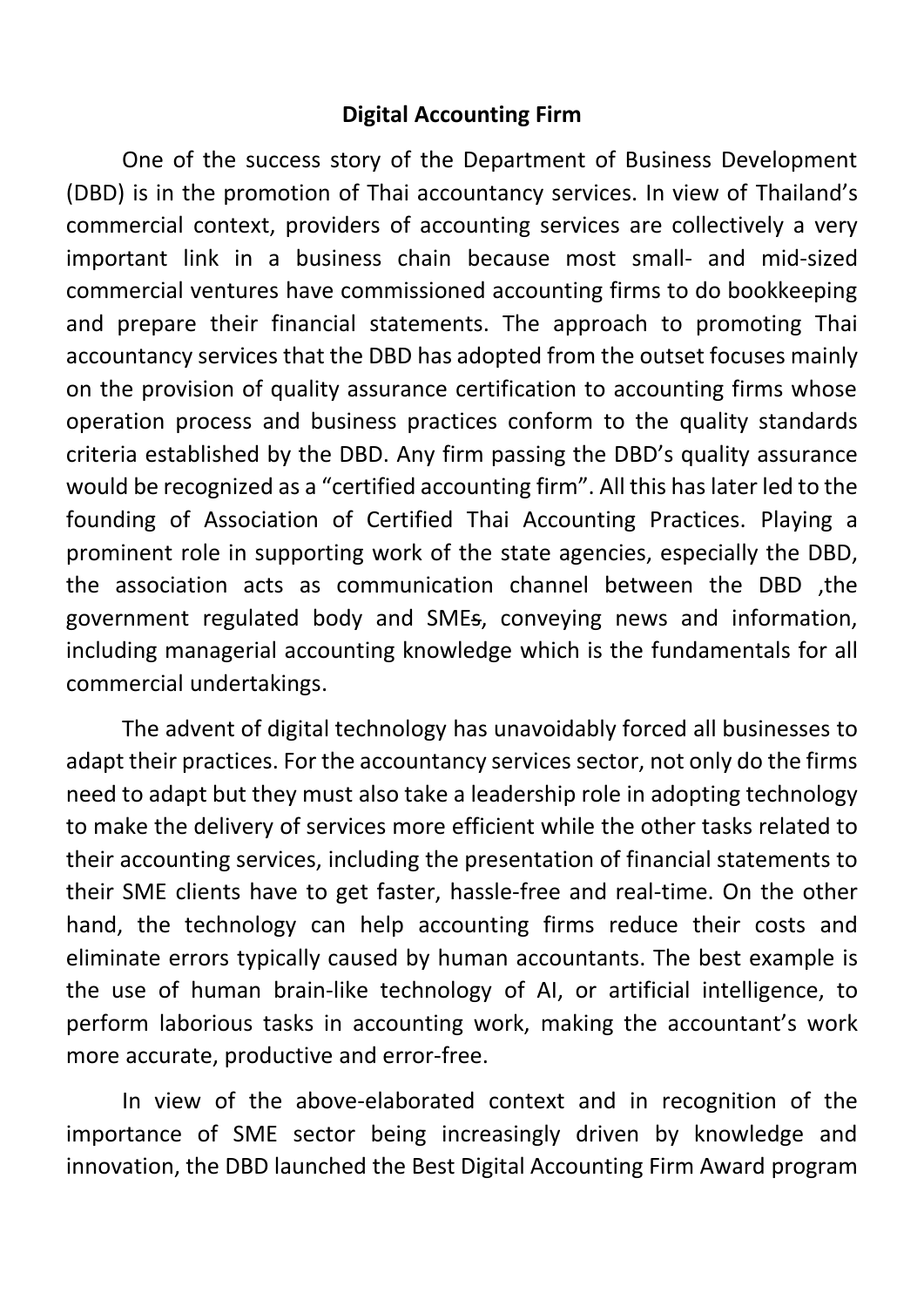# Digital Accounting Firm

One of the success story of the Department of Business Development (DBD) is in the promotion of Thai accountancy services. In view of Thailand's commercial context, providers of accounting services are collectively a very important link in a business chain because most small- and mid-sized commercial ventures have commissioned accounting firms to do bookkeeping and prepare their financial statements. The approach to promoting Thai accountancy services that the DBD has adopted from the outset focuses mainly on the provision of quality assurance certification to accounting firms whose operation process and business practices conform to the quality standards criteria established by the DBD. Any firm passing the DBD's quality assurance would be recognized as a "certified accounting firm". All this has later led to the founding of Association of Certified Thai Accounting Practices. Playing a prominent role in supporting work of the state agencies, especially the DBD, the association acts as communication channel between the DBD ,the government regulated body and SMEs, conveying news and information, including managerial accounting knowledge which is the fundamentals for all commercial undertakings.

The advent of digital technology has unavoidably forced all businesses to adapt their practices. For the accountancy services sector, not only do the firms need to adapt but they must also take a leadership role in adopting technology to make the delivery of services more efficient while the other tasks related to their accounting services, including the presentation of financial statements to their SME clients have to get faster, hassle-free and real-time. On the other hand, the technology can help accounting firms reduce their costs and eliminate errors typically caused by human accountants. The best example is the use of human brain-like technology of AI, or artificial intelligence, to perform laborious tasks in accounting work, making the accountant's work more accurate, productive and error-free.

In view of the above-elaborated context and in recognition of the importance of SME sector being increasingly driven by knowledge and innovation, the DBD launched the Best Digital Accounting Firm Award program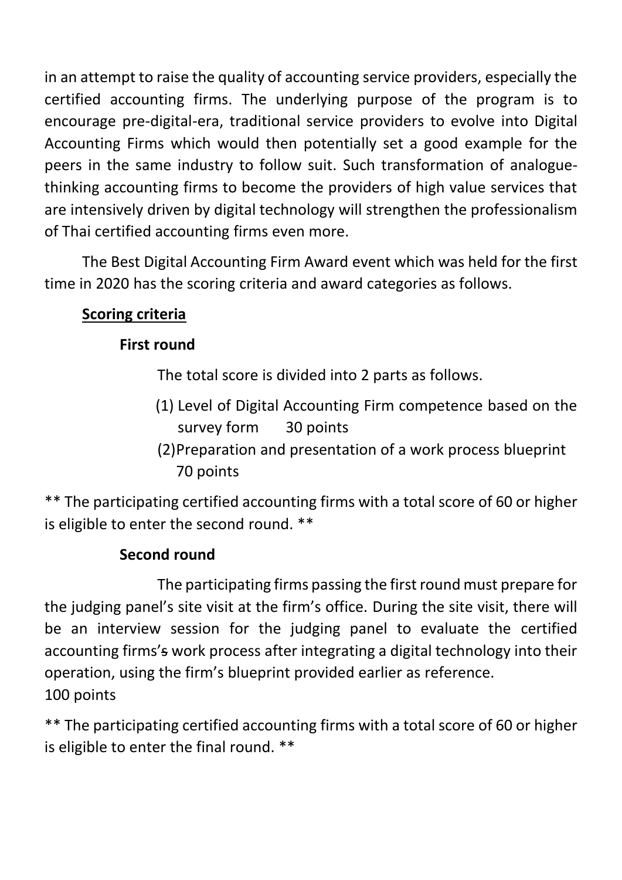in an attempt to raise the quality of accounting service providers, especially the certified accounting firms. The underlying purpose of the program is to encourage pre-digital-era, traditional service providers to evolve into Digital Accounting Firms which would then potentially set a good example for the peers in the same industry to follow suit. Such transformation of analogue-thinking accounting firms to become the providers of high value services that are intensively driven by digital technology will strengthen the professionalism of Thai certified accounting firms even more.

The Best Digital Accounting Firm Award event which was held for the first time in 2020 has the scoring criteria and award categories as follows.

**Scoring criteria**

**First round**

The total score is divided into 2 parts as follows.

(1) Level of Digital Accounting Firm competence based on the survey form 30 points

(2) Preparation and presentation of a work process blueprint 70 points

** The participating certified accounting firms with a total score of 60 or higher is eligible to enter the second round. **

**Second round**

The participating firms passing the first round must prepare for the judging panel's site visit at the firm's office. During the site visit, there will be an interview session for the judging panel to evaluate the certified accounting firms's work process after integrating a digital technology into their operation, using the firm's blueprint provided earlier as reference. 100 points

** The participating certified accounting firms with a total score of 60 or higher is eligible to enter the final round. **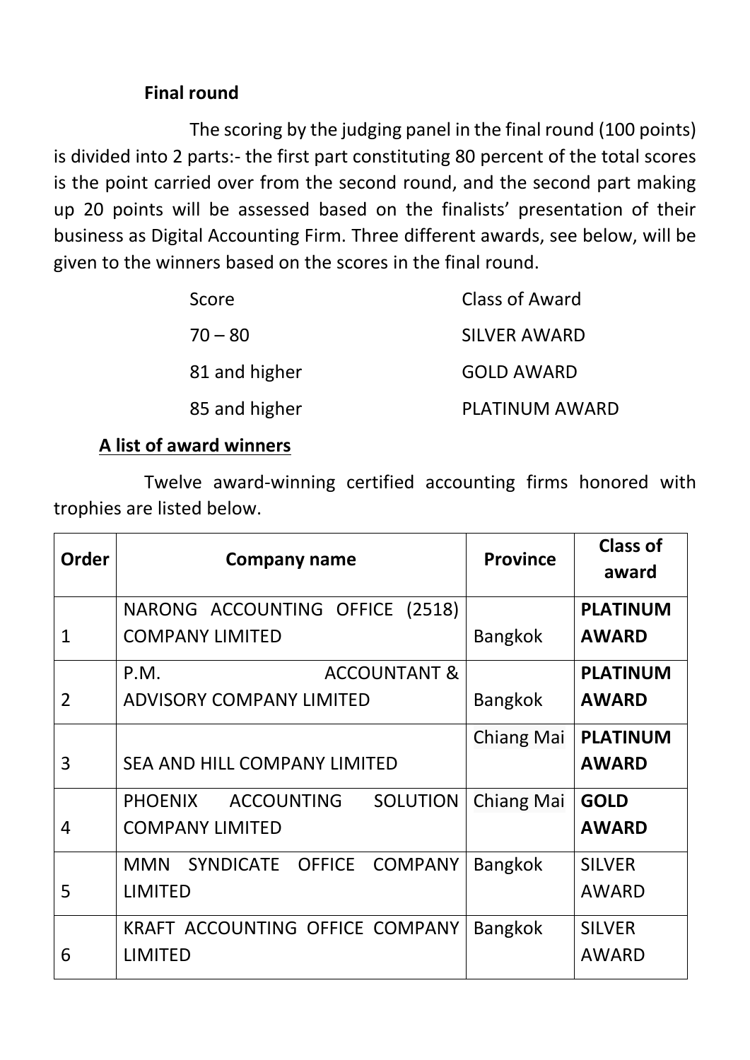**Final round**

The scoring by the judging panel in the final round (100 points) is divided into 2 parts:- the first part constituting 80 percent of the total scores is the point carried over from the second round, and the second part making up 20 points will be assessed based on the finalists' presentation of their business as Digital Accounting Firm. Three different awards, see below, will be given to the winners based on the scores in the final round.

| Score | Class of Award |
|---|---|
| 70 – 80 | SILVER AWARD |
| 81 and higher | GOLD AWARD |
| 85 and higher | PLATINUM AWARD |

**A list of award winners**

Twelve award-winning certified accounting firms honored with trophies are listed below.

| Order | Company name | Province | Class of award |
|---|---|---|---|
| 1 | NARONG ACCOUNTING OFFICE (2518) COMPANY LIMITED | Bangkok | **PLATINUM AWARD** |
| 2 | P.M. ACCOUNTANT & ADVISORY COMPANY LIMITED | Bangkok | **PLATINUM AWARD** |
| 3 | SEA AND HILL COMPANY LIMITED | Chiang Mai | **PLATINUM AWARD** |
| 4 | PHOENIX ACCOUNTING SOLUTION COMPANY LIMITED | Chiang Mai | **GOLD AWARD** |
| 5 | MMN SYNDICATE OFFICE COMPANY LIMITED | Bangkok | SILVER AWARD |
| 6 | KRAFT ACCOUNTING OFFICE COMPANY LIMITED | Bangkok | SILVER AWARD |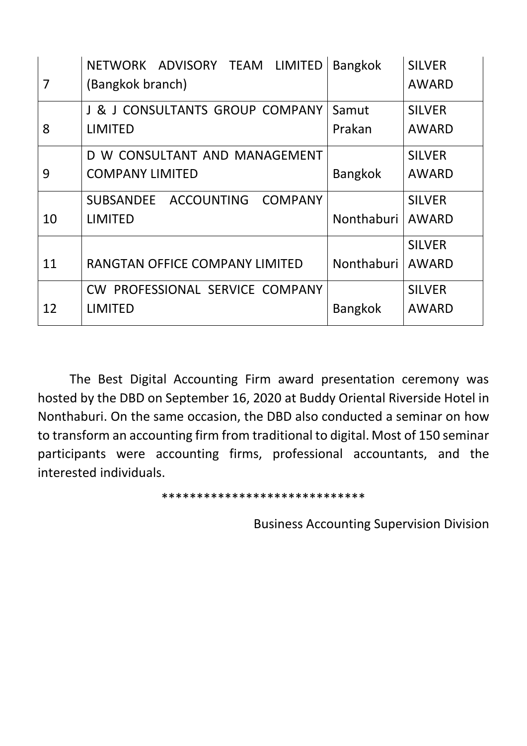| | | | |
|---|---|---|---|
| 7 | NETWORK ADVISORY TEAM LIMITED (Bangkok branch) | Bangkok | SILVER AWARD |
| 8 | J & J CONSULTANTS GROUP COMPANY LIMITED | Samut Prakan | SILVER AWARD |
| 9 | D W CONSULTANT AND MANAGEMENT COMPANY LIMITED | Bangkok | SILVER AWARD |
| 10 | SUBSANDEE ACCOUNTING COMPANY LIMITED | Nonthaburi | SILVER AWARD |
| 11 | RANGTAN OFFICE COMPANY LIMITED | Nonthaburi | SILVER AWARD |
| 12 | CW PROFESSIONAL SERVICE COMPANY LIMITED | Bangkok | SILVER AWARD |

The Best Digital Accounting Firm award presentation ceremony was hosted by the DBD on September 16, 2020 at Buddy Oriental Riverside Hotel in Nonthaburi. On the same occasion, the DBD also conducted a seminar on how to transform an accounting firm from traditional to digital. Most of 150 seminar participants were accounting firms, professional accountants, and the interested individuals.

******************************

Business Accounting Supervision Division